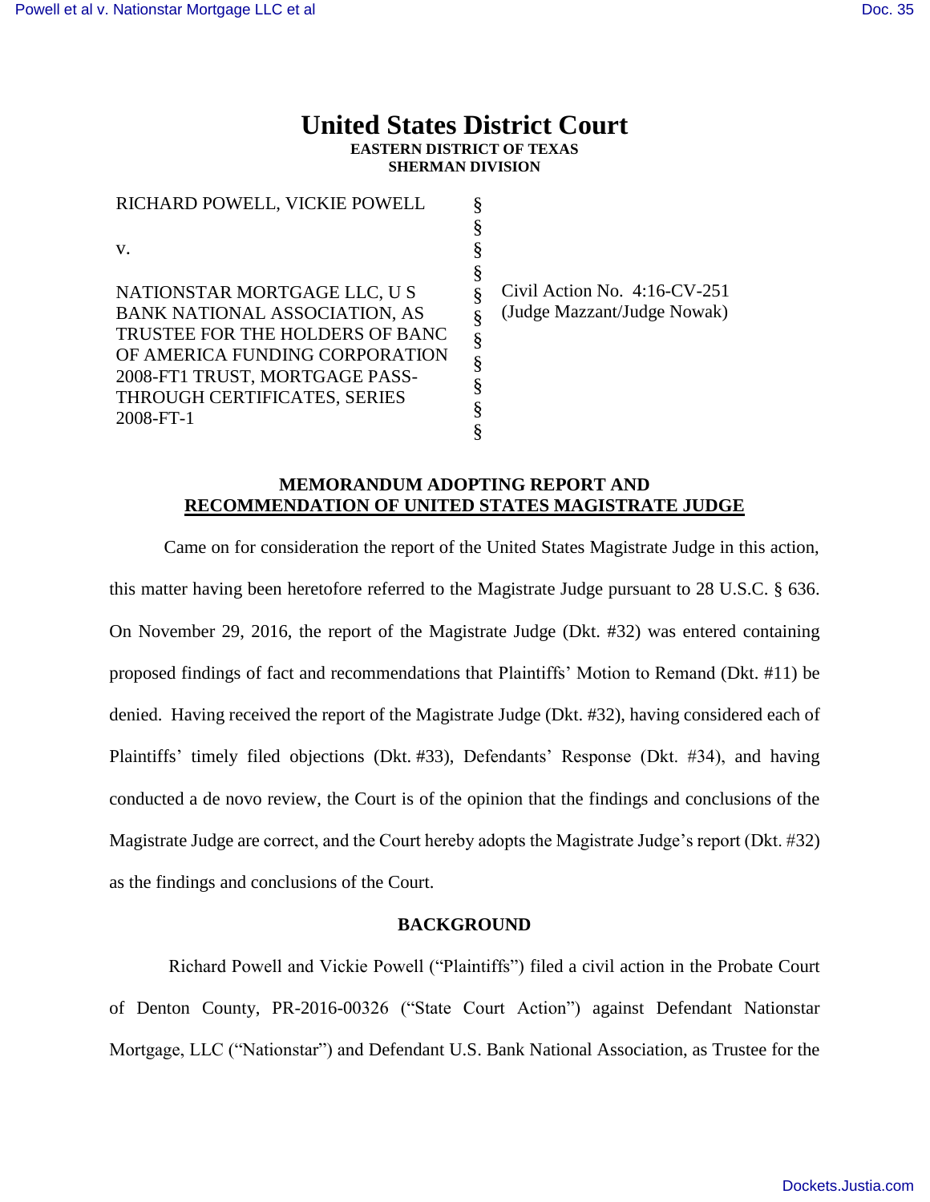# United States District Court

**EASTERN DISTRICT OF TEXAS**
**SHERMAN DIVISION**

| | | |
|---|---|---|
| RICHARD POWELL, VICKIE POWELL | § | |
| | § | |
| v. | § | |
| | § | |
| NATIONSTAR MORTGAGE LLC, U S BANK NATIONAL ASSOCIATION, AS TRUSTEE FOR THE HOLDERS OF BANC OF AMERICA FUNDING CORPORATION 2008-FT1 TRUST, MORTGAGE PASS-THROUGH CERTIFICATES, SERIES 2008-FT-1 | § | Civil Action No. 4:16-CV-251 (Judge Mazzant/Judge Nowak) |

**MEMORANDUM ADOPTING REPORT AND RECOMMENDATION OF UNITED STATES MAGISTRATE JUDGE**

Came on for consideration the report of the United States Magistrate Judge in this action, this matter having been heretofore referred to the Magistrate Judge pursuant to 28 U.S.C. § 636. On November 29, 2016, the report of the Magistrate Judge (Dkt. #32) was entered containing proposed findings of fact and recommendations that Plaintiffs' Motion to Remand (Dkt. #11) be denied. Having received the report of the Magistrate Judge (Dkt. #32), having considered each of Plaintiffs' timely filed objections (Dkt. #33), Defendants' Response (Dkt. #34), and having conducted a de novo review, the Court is of the opinion that the findings and conclusions of the Magistrate Judge are correct, and the Court hereby adopts the Magistrate Judge's report (Dkt. #32) as the findings and conclusions of the Court.

**BACKGROUND**

Richard Powell and Vickie Powell ("Plaintiffs") filed a civil action in the Probate Court of Denton County, PR-2016-00326 ("State Court Action") against Defendant Nationstar Mortgage, LLC ("Nationstar") and Defendant U.S. Bank National Association, as Trustee for the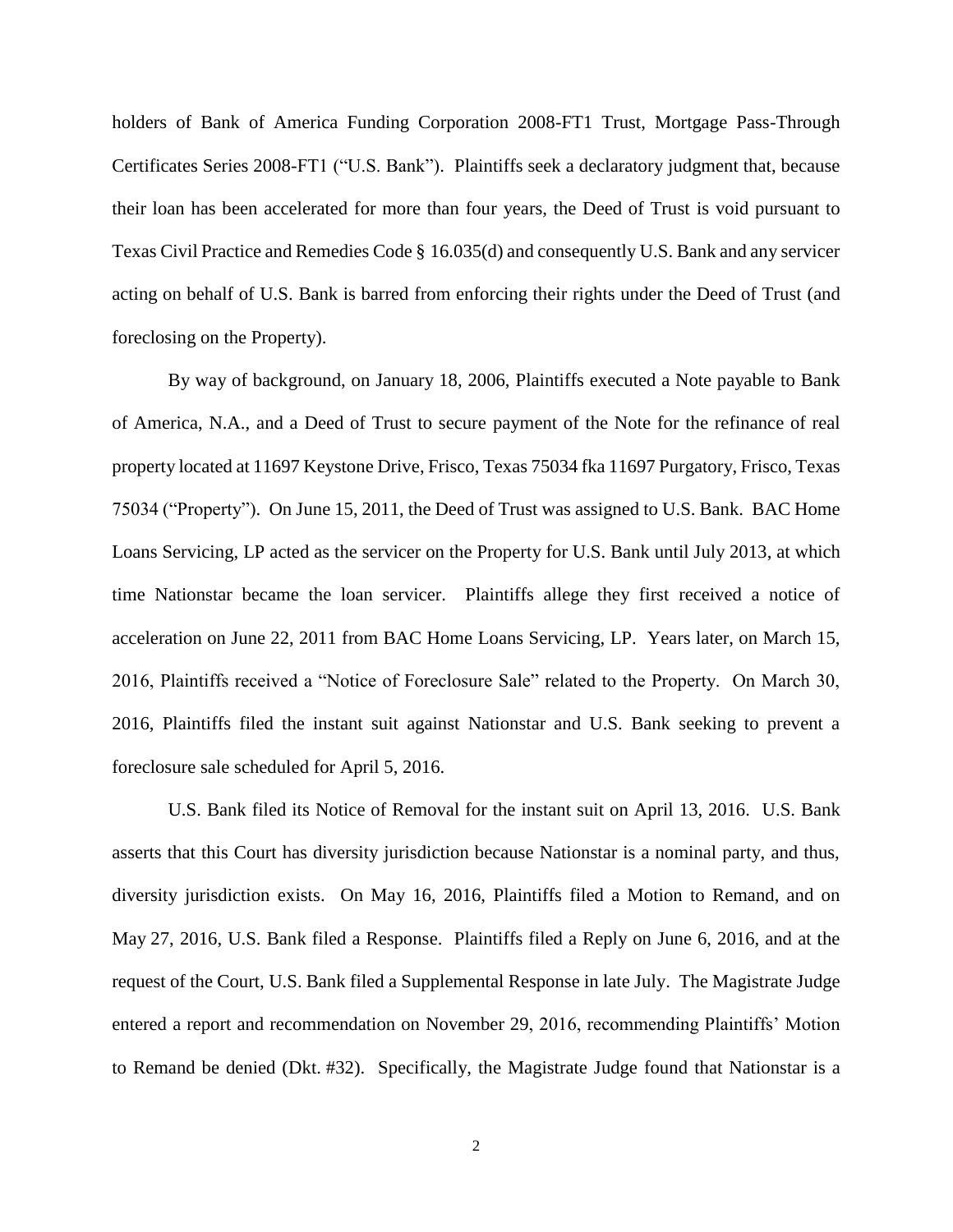holders of Bank of America Funding Corporation 2008-FT1 Trust, Mortgage Pass-Through Certificates Series 2008-FT1 ("U.S. Bank"). Plaintiffs seek a declaratory judgment that, because their loan has been accelerated for more than four years, the Deed of Trust is void pursuant to Texas Civil Practice and Remedies Code § 16.035(d) and consequently U.S. Bank and any servicer acting on behalf of U.S. Bank is barred from enforcing their rights under the Deed of Trust (and foreclosing on the Property).

By way of background, on January 18, 2006, Plaintiffs executed a Note payable to Bank of America, N.A., and a Deed of Trust to secure payment of the Note for the refinance of real property located at 11697 Keystone Drive, Frisco, Texas 75034 fka 11697 Purgatory, Frisco, Texas 75034 ("Property"). On June 15, 2011, the Deed of Trust was assigned to U.S. Bank. BAC Home Loans Servicing, LP acted as the servicer on the Property for U.S. Bank until July 2013, at which time Nationstar became the loan servicer. Plaintiffs allege they first received a notice of acceleration on June 22, 2011 from BAC Home Loans Servicing, LP. Years later, on March 15, 2016, Plaintiffs received a "Notice of Foreclosure Sale" related to the Property. On March 30, 2016, Plaintiffs filed the instant suit against Nationstar and U.S. Bank seeking to prevent a foreclosure sale scheduled for April 5, 2016.

U.S. Bank filed its Notice of Removal for the instant suit on April 13, 2016. U.S. Bank asserts that this Court has diversity jurisdiction because Nationstar is a nominal party, and thus, diversity jurisdiction exists. On May 16, 2016, Plaintiffs filed a Motion to Remand, and on May 27, 2016, U.S. Bank filed a Response. Plaintiffs filed a Reply on June 6, 2016, and at the request of the Court, U.S. Bank filed a Supplemental Response in late July. The Magistrate Judge entered a report and recommendation on November 29, 2016, recommending Plaintiffs' Motion to Remand be denied (Dkt. #32). Specifically, the Magistrate Judge found that Nationstar is a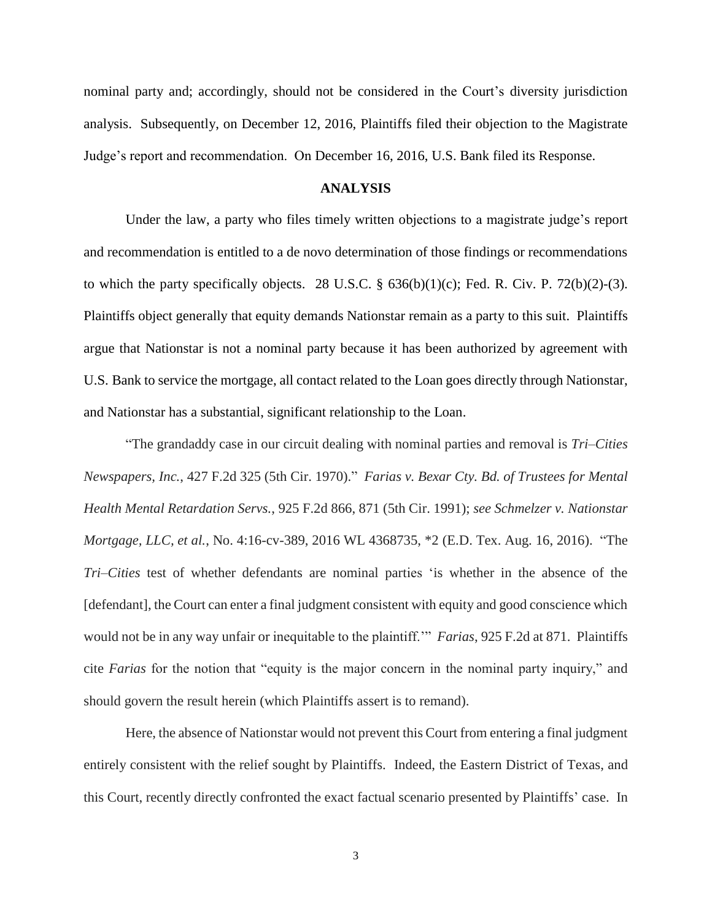nominal party and; accordingly, should not be considered in the Court's diversity jurisdiction analysis. Subsequently, on December 12, 2016, Plaintiffs filed their objection to the Magistrate Judge's report and recommendation. On December 16, 2016, U.S. Bank filed its Response.

## ANALYSIS

Under the law, a party who files timely written objections to a magistrate judge's report and recommendation is entitled to a de novo determination of those findings or recommendations to which the party specifically objects. 28 U.S.C. § 636(b)(1)(c); Fed. R. Civ. P. 72(b)(2)-(3). Plaintiffs object generally that equity demands Nationstar remain as a party to this suit. Plaintiffs argue that Nationstar is not a nominal party because it has been authorized by agreement with U.S. Bank to service the mortgage, all contact related to the Loan goes directly through Nationstar, and Nationstar has a substantial, significant relationship to the Loan.

"The grandaddy case in our circuit dealing with nominal parties and removal is *Tri–Cities Newspapers, Inc.*, 427 F.2d 325 (5th Cir. 1970)." *Farias v. Bexar Cty. Bd. of Trustees for Mental Health Mental Retardation Servs.*, 925 F.2d 866, 871 (5th Cir. 1991); *see Schmelzer v. Nationstar Mortgage, LLC, et al.*, No. 4:16-cv-389, 2016 WL 4368735, *2 (E.D. Tex. Aug. 16, 2016). "The *Tri–Cities* test of whether defendants are nominal parties 'is whether in the absence of the [defendant], the Court can enter a final judgment consistent with equity and good conscience which would not be in any way unfair or inequitable to the plaintiff.'" *Farias*, 925 F.2d at 871. Plaintiffs cite *Farias* for the notion that "equity is the major concern in the nominal party inquiry," and should govern the result herein (which Plaintiffs assert is to remand).

Here, the absence of Nationstar would not prevent this Court from entering a final judgment entirely consistent with the relief sought by Plaintiffs. Indeed, the Eastern District of Texas, and this Court, recently directly confronted the exact factual scenario presented by Plaintiffs' case. In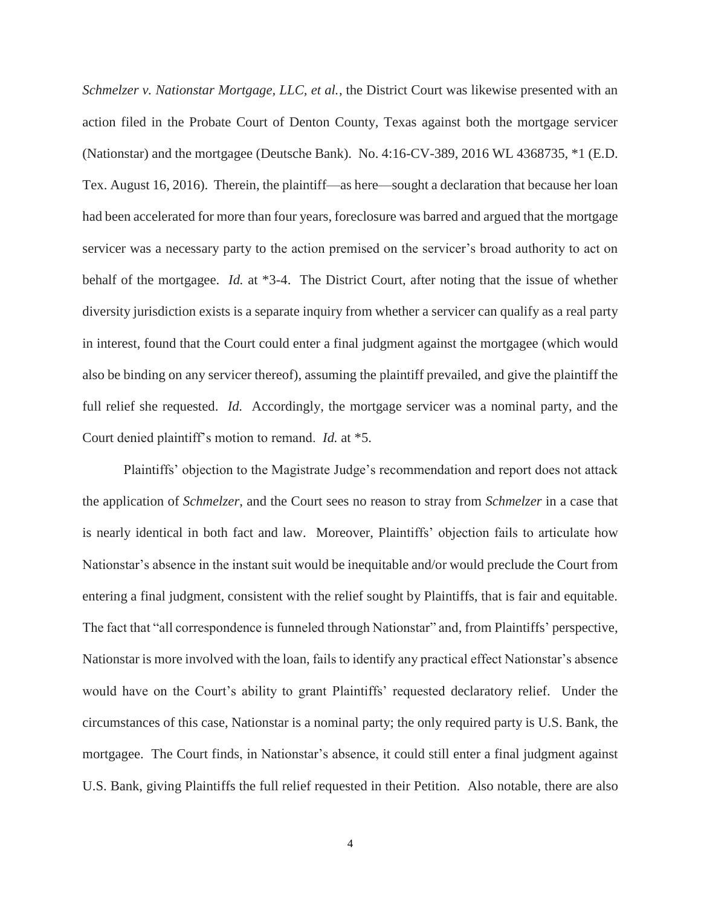*Schmelzer v. Nationstar Mortgage, LLC, et al.*, the District Court was likewise presented with an action filed in the Probate Court of Denton County, Texas against both the mortgage servicer (Nationstar) and the mortgagee (Deutsche Bank). No. 4:16-CV-389, 2016 WL 4368735, *1 (E.D. Tex. August 16, 2016). Therein, the plaintiff—as here—sought a declaration that because her loan had been accelerated for more than four years, foreclosure was barred and argued that the mortgage servicer was a necessary party to the action premised on the servicer's broad authority to act on behalf of the mortgagee. *Id.* at *3-4. The District Court, after noting that the issue of whether diversity jurisdiction exists is a separate inquiry from whether a servicer can qualify as a real party in interest, found that the Court could enter a final judgment against the mortgagee (which would also be binding on any servicer thereof), assuming the plaintiff prevailed, and give the plaintiff the full relief she requested. *Id.* Accordingly, the mortgage servicer was a nominal party, and the Court denied plaintiff's motion to remand. *Id.* at *5.

Plaintiffs' objection to the Magistrate Judge's recommendation and report does not attack the application of *Schmelzer*, and the Court sees no reason to stray from *Schmelzer* in a case that is nearly identical in both fact and law. Moreover, Plaintiffs' objection fails to articulate how Nationstar's absence in the instant suit would be inequitable and/or would preclude the Court from entering a final judgment, consistent with the relief sought by Plaintiffs, that is fair and equitable. The fact that "all correspondence is funneled through Nationstar" and, from Plaintiffs' perspective, Nationstar is more involved with the loan, fails to identify any practical effect Nationstar's absence would have on the Court's ability to grant Plaintiffs' requested declaratory relief. Under the circumstances of this case, Nationstar is a nominal party; the only required party is U.S. Bank, the mortgagee. The Court finds, in Nationstar's absence, it could still enter a final judgment against U.S. Bank, giving Plaintiffs the full relief requested in their Petition. Also notable, there are also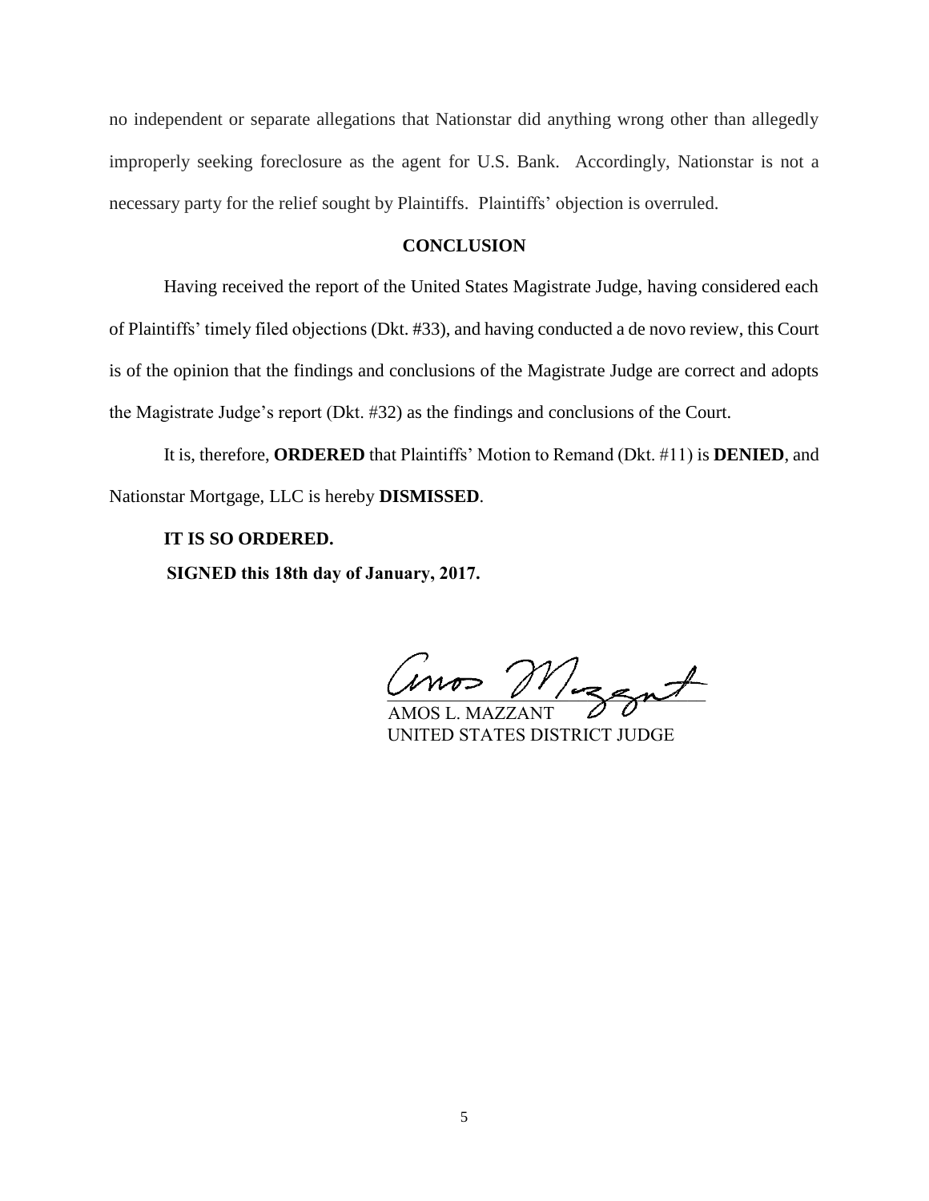no independent or separate allegations that Nationstar did anything wrong other than allegedly improperly seeking foreclosure as the agent for U.S. Bank. Accordingly, Nationstar is not a necessary party for the relief sought by Plaintiffs. Plaintiffs' objection is overruled.

## CONCLUSION

Having received the report of the United States Magistrate Judge, having considered each of Plaintiffs' timely filed objections (Dkt. #33), and having conducted a de novo review, this Court is of the opinion that the findings and conclusions of the Magistrate Judge are correct and adopts the Magistrate Judge's report (Dkt. #32) as the findings and conclusions of the Court.

It is, therefore, **ORDERED** that Plaintiffs' Motion to Remand (Dkt. #11) is **DENIED**, and Nationstar Mortgage, LLC is hereby **DISMISSED**.

**IT IS SO ORDERED.**

**SIGNED this 18th day of January, 2017.**

AMOS L. MAZZANT
UNITED STATES DISTRICT JUDGE